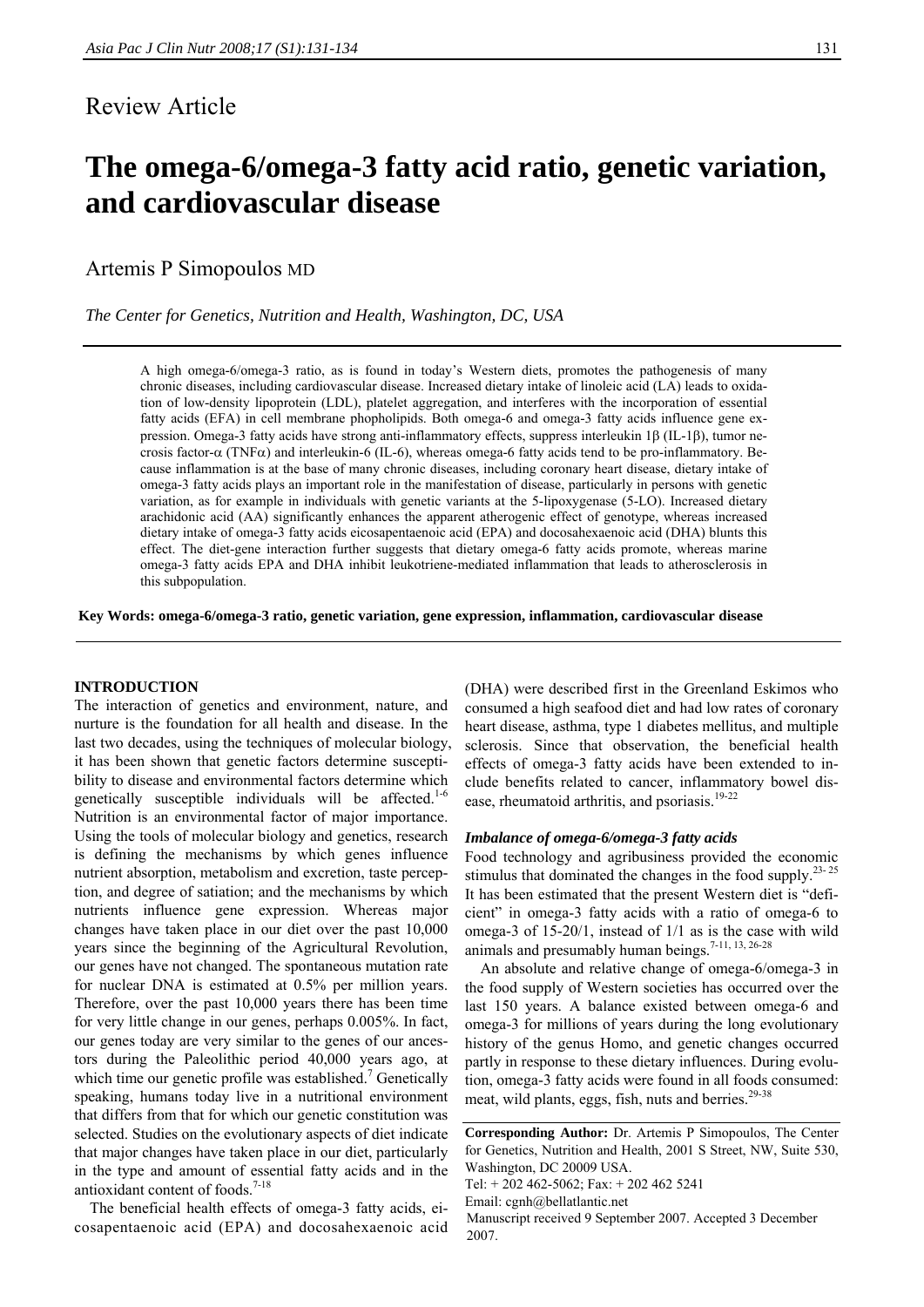Review Article

# The omega-6/omega-3 fatty acid ratio, genetic variation, and cardiovascular disease

Artemis P Simopoulos MD

*The Center for Genetics, Nutrition and Health, Washington, DC, USA*

A high omega-6/omega-3 ratio, as is found in today's Western diets, promotes the pathogenesis of many chronic diseases, including cardiovascular disease. Increased dietary intake of linoleic acid (LA) leads to oxidation of low-density lipoprotein (LDL), platelet aggregation, and interferes with the incorporation of essential fatty acids (EFA) in cell membrane phospholipids. Both omega-6 and omega-3 fatty acids influence gene expression. Omega-3 fatty acids have strong anti-inflammatory effects, suppress interleukin 1β (IL-1β), tumor necrosis factor-α (TNFα) and interleukin-6 (IL-6), whereas omega-6 fatty acids tend to be pro-inflammatory. Because inflammation is at the base of many chronic diseases, including coronary heart disease, dietary intake of omega-3 fatty acids plays an important role in the manifestation of disease, particularly in persons with genetic variation, as for example in individuals with genetic variants at the 5-lipoxygenase (5-LO). Increased dietary arachidonic acid (AA) significantly enhances the apparent atherogenic effect of genotype, whereas increased dietary intake of omega-3 fatty acids eicosapentaenoic acid (EPA) and docosahexaenoic acid (DHA) blunts this effect. The diet-gene interaction further suggests that dietary omega-6 fatty acids promote, whereas marine omega-3 fatty acids EPA and DHA inhibit leukotriene-mediated inflammation that leads to atherosclerosis in this subpopulation.

**Key Words: omega-6/omega-3 ratio, genetic variation, gene expression, inflammation, cardiovascular disease**

## INTRODUCTION

The interaction of genetics and environment, nature, and nurture is the foundation for all health and disease. In the last two decades, using the techniques of molecular biology, it has been shown that genetic factors determine susceptibility to disease and environmental factors determine which genetically susceptible individuals will be affected.[1-6] Nutrition is an environmental factor of major importance. Using the tools of molecular biology and genetics, research is defining the mechanisms by which genes influence nutrient absorption, metabolism and excretion, taste perception, and degree of satiation; and the mechanisms by which nutrients influence gene expression. Whereas major changes have taken place in our diet over the past 10,000 years since the beginning of the Agricultural Revolution, our genes have not changed. The spontaneous mutation rate for nuclear DNA is estimated at 0.5% per million years. Therefore, over the past 10,000 years there has been time for very little change in our genes, perhaps 0.005%. In fact, our genes today are very similar to the genes of our ancestors during the Paleolithic period 40,000 years ago, at which time our genetic profile was established.[7] Genetically speaking, humans today live in a nutritional environment that differs from that for which our genetic constitution was selected. Studies on the evolutionary aspects of diet indicate that major changes have taken place in our diet, particularly in the type and amount of essential fatty acids and in the antioxidant content of foods.[7-18]

The beneficial health effects of omega-3 fatty acids, eicosapentaenoic acid (EPA) and docosahexaenoic acid (DHA) were described first in the Greenland Eskimos who consumed a high seafood diet and had low rates of coronary heart disease, asthma, type 1 diabetes mellitus, and multiple sclerosis. Since that observation, the beneficial health effects of omega-3 fatty acids have been extended to include benefits related to cancer, inflammatory bowel disease, rheumatoid arthritis, and psoriasis.[19-22]

### *Imbalance of omega-6/omega-3 fatty acids*

Food technology and agribusiness provided the economic stimulus that dominated the changes in the food supply.[23-25] It has been estimated that the present Western diet is "deficient" in omega-3 fatty acids with a ratio of omega-6 to omega-3 of 15-20/1, instead of 1/1 as is the case with wild animals and presumably human beings.[7-11, 13, 26-28]

An absolute and relative change of omega-6/omega-3 in the food supply of Western societies has occurred over the last 150 years. A balance existed between omega-6 and omega-3 for millions of years during the long evolutionary history of the genus Homo, and genetic changes occurred partly in response to these dietary influences. During evolution, omega-3 fatty acids were found in all foods consumed: meat, wild plants, eggs, fish, nuts and berries.[29-38]

**Corresponding Author:** Dr. Artemis P Simopoulos, The Center for Genetics, Nutrition and Health, 2001 S Street, NW, Suite 530, Washington, DC 20009 USA.
Tel: + 202 462-5062; Fax: + 202 462 5241
Email: cgnh@bellatlantic.net
Manuscript received 9 September 2007. Accepted 3 December 2007.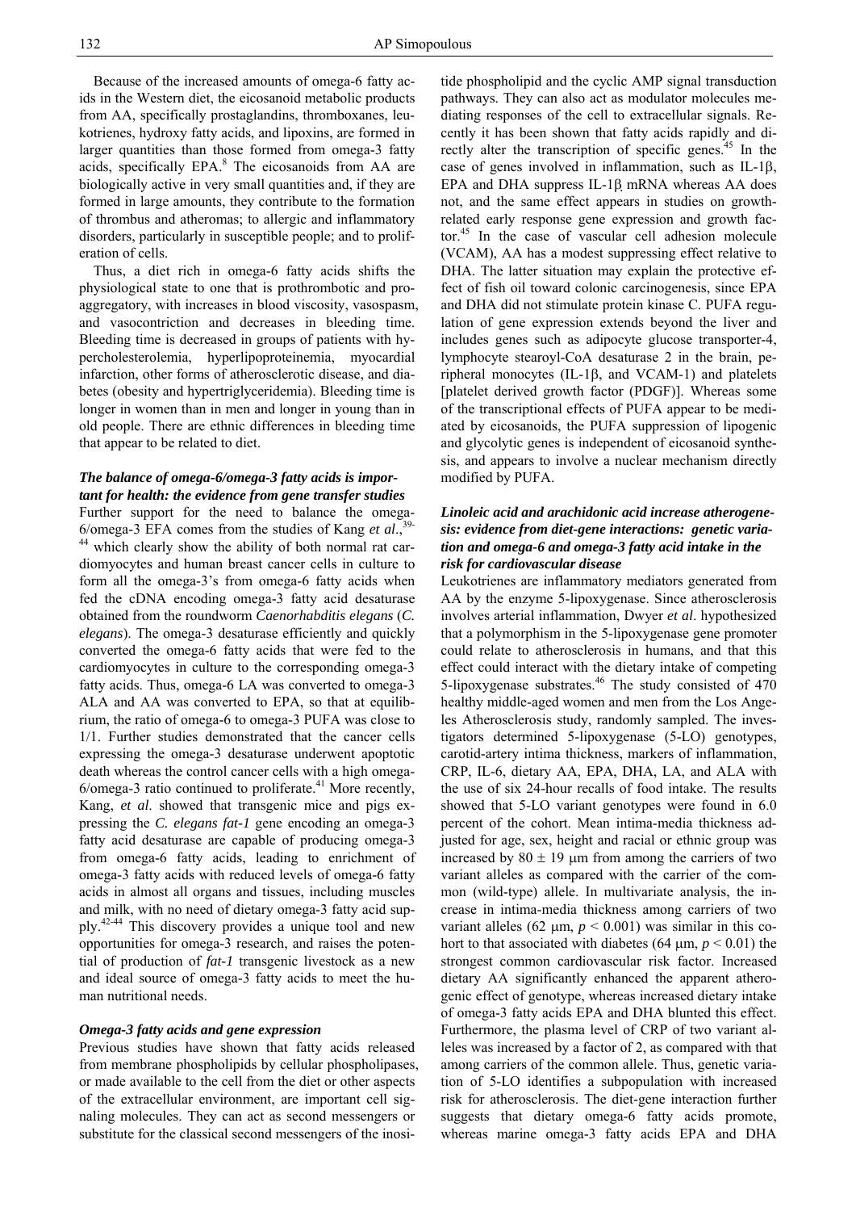Because of the increased amounts of omega-6 fatty acids in the Western diet, the eicosanoid metabolic products from AA, specifically prostaglandins, thromboxanes, leukotrienes, hydroxy fatty acids, and lipoxins, are formed in larger quantities than those formed from omega-3 fatty acids, specifically EPA.[8] The eicosanoids from AA are biologically active in very small quantities and, if they are formed in large amounts, they contribute to the formation of thrombus and atheromas; to allergic and inflammatory disorders, particularly in susceptible people; and to proliferation of cells.

Thus, a diet rich in omega-6 fatty acids shifts the physiological state to one that is prothrombotic and proaggregatory, with increases in blood viscosity, vasospasm, and vasocontriction and decreases in bleeding time. Bleeding time is decreased in groups of patients with hypercholesterolemia, hyperlipoproteinemia, myocardial infarction, other forms of atherosclerotic disease, and diabetes (obesity and hypertriglyceridemia). Bleeding time is longer in women than in men and longer in young than in old people. There are ethnic differences in bleeding time that appear to be related to diet.

### *The balance of omega-6/omega-3 fatty acids is important for health: the evidence from gene transfer studies*

Further support for the need to balance the omega-6/omega-3 EFA comes from the studies of Kang *et al*.,[39-44] which clearly show the ability of both normal rat cardiomyocytes and human breast cancer cells in culture to form all the omega-3's from omega-6 fatty acids when fed the cDNA encoding omega-3 fatty acid desaturase obtained from the roundworm *Caenorhabditis elegans* (*C. elegans*). The omega-3 desaturase efficiently and quickly converted the omega-6 fatty acids that were fed to the cardiomyocytes in culture to the corresponding omega-3 fatty acids. Thus, omega-6 LA was converted to omega-3 ALA and AA was converted to EPA, so that at equilibrium, the ratio of omega-6 to omega-3 PUFA was close to 1/1. Further studies demonstrated that the cancer cells expressing the omega-3 desaturase underwent apoptotic death whereas the control cancer cells with a high omega-6/omega-3 ratio continued to proliferate.[41] More recently, Kang, *et al*. showed that transgenic mice and pigs expressing the *C. elegans fat-1* gene encoding an omega-3 fatty acid desaturase are capable of producing omega-3 from omega-6 fatty acids, leading to enrichment of omega-3 fatty acids with reduced levels of omega-6 fatty acids in almost all organs and tissues, including muscles and milk, with no need of dietary omega-3 fatty acid supply.[42-44] This discovery provides a unique tool and new opportunities for omega-3 research, and raises the potential of production of *fat-1* transgenic livestock as a new and ideal source of omega-3 fatty acids to meet the human nutritional needs.

### *Omega-3 fatty acids and gene expression*

Previous studies have shown that fatty acids released from membrane phospholipids by cellular phospholipases, or made available to the cell from the diet or other aspects of the extracellular environment, are important cell signaling molecules. They can act as second messengers or substitute for the classical second messengers of the inositide phospholipid and the cyclic AMP signal transduction pathways. They can also act as modulator molecules mediating responses of the cell to extracellular signals. Recently it has been shown that fatty acids rapidly and directly alter the transcription of specific genes.[45] In the case of genes involved in inflammation, such as IL-1β, EPA and DHA suppress IL-1β mRNA whereas AA does not, and the same effect appears in studies on growth-related early response gene expression and growth factor.[45] In the case of vascular cell adhesion molecule (VCAM), AA has a modest suppressing effect relative to DHA. The latter situation may explain the protective effect of fish oil toward colonic carcinogenesis, since EPA and DHA did not stimulate protein kinase C. PUFA regulation of gene expression extends beyond the liver and includes genes such as adipocyte glucose transporter-4, lymphocyte stearoyl-CoA desaturase 2 in the brain, peripheral monocytes (IL-1β, and VCAM-1) and platelets [platelet derived growth factor (PDGF)]. Whereas some of the transcriptional effects of PUFA appear to be mediated by eicosanoids, the PUFA suppression of lipogenic and glycolytic genes is independent of eicosanoid synthesis, and appears to involve a nuclear mechanism directly modified by PUFA.

### *Linoleic acid and arachidonic acid increase atherogenesis: evidence from diet-gene interactions: genetic variation and omega-6 and omega-3 fatty acid intake in the risk for cardiovascular disease*

Leukotrienes are inflammatory mediators generated from AA by the enzyme 5-lipoxygenase. Since atherosclerosis involves arterial inflammation, Dwyer *et al*. hypothesized that a polymorphism in the 5-lipoxygenase gene promoter could relate to atherosclerosis in humans, and that this effect could interact with the dietary intake of competing 5-lipoxygenase substrates.[46] The study consisted of 470 healthy middle-aged women and men from the Los Angeles Atherosclerosis study, randomly sampled. The investigators determined 5-lipoxygenase (5-LO) genotypes, carotid-artery intima thickness, markers of inflammation, CRP, IL-6, dietary AA, EPA, DHA, LA, and ALA with the use of six 24-hour recalls of food intake. The results showed that 5-LO variant genotypes were found in 6.0 percent of the cohort. Mean intima-media thickness adjusted for age, sex, height and racial or ethnic group was increased by $80 \pm 19$ μm from among the carriers of two variant alleles as compared with the carrier of the common (wild-type) allele. In multivariate analysis, the increase in intima-media thickness among carriers of two variant alleles (62 μm, $p < 0.001$) was similar in this cohort to that associated with diabetes (64 μm, $p < 0.01$) the strongest common cardiovascular risk factor. Increased dietary AA significantly enhanced the apparent atherogenic effect of genotype, whereas increased dietary intake of omega-3 fatty acids EPA and DHA blunted this effect. Furthermore, the plasma level of CRP of two variant alleles was increased by a factor of 2, as compared with that among carriers of the common allele. Thus, genetic variation of 5-LO identifies a subpopulation with increased risk for atherosclerosis. The diet-gene interaction further suggests that dietary omega-6 fatty acids promote, whereas marine omega-3 fatty acids EPA and DHA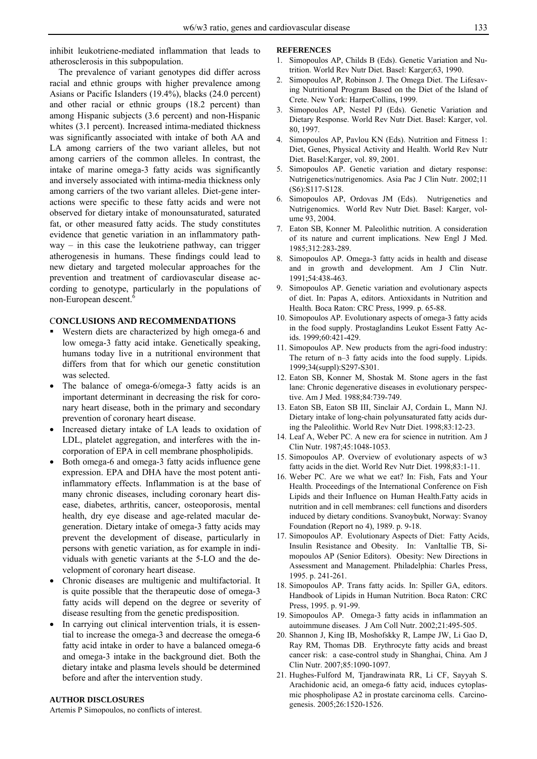inhibit leukotriene-mediated inflammation that leads to atherosclerosis in this subpopulation.

The prevalence of variant genotypes did differ across racial and ethnic groups with higher prevalence among Asians or Pacific Islanders (19.4%), blacks (24.0 percent) and other racial or ethnic groups (18.2 percent) than among Hispanic subjects (3.6 percent) and non-Hispanic whites (3.1 percent). Increased intima-mediated thickness was significantly associated with intake of both AA and LA among carriers of the two variant alleles, but not among carriers of the common alleles. In contrast, the intake of marine omega-3 fatty acids was significantly and inversely associated with intima-media thickness only among carriers of the two variant alleles. Diet-gene interactions were specific to these fatty acids and were not observed for dietary intake of monounsaturated, saturated fat, or other measured fatty acids. The study constitutes evidence that genetic variation in an inflammatory pathway – in this case the leukotriene pathway, can trigger atherogenesis in humans. These findings could lead to new dietary and targeted molecular approaches for the prevention and treatment of cardiovascular disease according to genotype, particularly in the populations of non-European descent.[6]

## CONCLUSIONS AND RECOMMENDATIONS

- Western diets are characterized by high omega-6 and low omega-3 fatty acid intake. Genetically speaking, humans today live in a nutritional environment that differs from that for which our genetic constitution was selected.
- The balance of omega-6/omega-3 fatty acids is an important determinant in decreasing the risk for coronary heart disease, both in the primary and secondary prevention of coronary heart disease.
- Increased dietary intake of LA leads to oxidation of LDL, platelet aggregation, and interferes with the incorporation of EPA in cell membrane phospholipids.
- Both omega-6 and omega-3 fatty acids influence gene expression. EPA and DHA have the most potent anti-inflammatory effects. Inflammation is at the base of many chronic diseases, including coronary heart disease, diabetes, arthritis, cancer, osteoporosis, mental health, dry eye disease and age-related macular degeneration. Dietary intake of omega-3 fatty acids may prevent the development of disease, particularly in persons with genetic variation, as for example in individuals with genetic variants at the 5-LO and the development of coronary heart disease.
- Chronic diseases are multigenic and multifactorial. It is quite possible that the therapeutic dose of omega-3 fatty acids will depend on the degree or severity of disease resulting from the genetic predisposition.
- In carrying out clinical intervention trials, it is essential to increase the omega-3 and decrease the omega-6 fatty acid intake in order to have a balanced omega-6 and omega-3 intake in the background diet. Both the dietary intake and plasma levels should be determined before and after the intervention study.

### AUTHOR DISCLOSURES

Artemis P Simopoulos, no conflicts of interest.

### REFERENCES

1. Simopoulos AP, Childs B (Eds). Genetic Variation and Nutrition. World Rev Nutr Diet. Basel: Karger;63, 1990.
2. Simopoulos AP, Robinson J. The Omega Diet. The Lifesaving Nutritional Program Based on the Diet of the Island of Crete. New York: HarperCollins, 1999.
3. Simopoulos AP, Nestel PJ (Eds). Genetic Variation and Dietary Response. World Rev Nutr Diet. Basel: Karger, vol. 80, 1997.
4. Simopoulos AP, Pavlou KN (Eds). Nutrition and Fitness 1: Diet, Genes, Physical Activity and Health. World Rev Nutr Diet. Basel:Karger, vol. 89, 2001.
5. Simopoulos AP. Genetic variation and dietary response: Nutrigenetics/nutrigenomics. Asia Pac J Clin Nutr. 2002;11 (S6):S117-S128.
6. Simopoulos AP, Ordovas JM (Eds). Nutrigenetics and Nutrigenomics. World Rev Nutr Diet. Basel: Karger, volume 93, 2004.
7. Eaton SB, Konner M. Paleolithic nutrition. A consideration of its nature and current implications. New Engl J Med. 1985;312:283-289.
8. Simopoulos AP. Omega-3 fatty acids in health and disease and in growth and development. Am J Clin Nutr. 1991;54:438-463.
9. Simopoulos AP. Genetic variation and evolutionary aspects of diet. In: Papas A, editors. Antioxidants in Nutrition and Health. Boca Raton: CRC Press, 1999. p. 65-88.
10. Simopoulos AP. Evolutionary aspects of omega-3 fatty acids in the food supply. Prostaglandins Leukot Essent Fatty Acids. 1999;60:421-429.
11. Simopoulos AP. New products from the agri-food industry: The return of n–3 fatty acids into the food supply. Lipids. 1999;34(suppl):S297-S301.
12. Eaton SB, Konner M, Shostak M. Stone agers in the fast lane: Chronic degenerative diseases in evolutionary perspective. Am J Med. 1988;84:739-749.
13. Eaton SB, Eaton SB III, Sinclair AJ, Cordain L, Mann NJ. Dietary intake of long-chain polyunsaturated fatty acids during the Paleolithic. World Rev Nutr Diet. 1998;83:12-23.
14. Leaf A, Weber PC. A new era for science in nutrition. Am J Clin Nutr. 1987;45:1048-1053.
15. Simopoulos AP. Overview of evolutionary aspects of w3 fatty acids in the diet. World Rev Nutr Diet. 1998;83:1-11.
16. Weber PC. Are we what we eat? In: Fish, Fats and Your Health. Proceedings of the International Conference on Fish Lipids and their Influence on Human Health.Fatty acids in nutrition and in cell membranes: cell functions and disorders induced by dietary conditions. Svanoybukt, Norway: Svanoy Foundation (Report no 4), 1989. p. 9-18.
17. Simopoulos AP. Evolutionary Aspects of Diet: Fatty Acids, Insulin Resistance and Obesity. In: VanItallie TB, Simopoulos AP (Senior Editors). Obesity: New Directions in Assessment and Management. Philadelphia: Charles Press, 1995. p. 241-261.
18. Simopoulos AP. Trans fatty acids. In: Spiller GA, editors. Handbook of Lipids in Human Nutrition. Boca Raton: CRC Press, 1995. p. 91-99.
19. Simopoulos AP. Omega-3 fatty acids in inflammation an autoimmune diseases. J Am Coll Nutr. 2002;21:495-505.
20. Shannon J, King IB, Moshofskky R, Lampe JW, Li Gao D, Ray RM, Thomas DB. Erythrocyte fatty acids and breast cancer risk: a case-control study in Shanghai, China. Am J Clin Nutr. 2007;85:1090-1097.
21. Hughes-Fulford M, Tjandrawinata RR, Li CF, Sayyah S. Arachidonic acid, an omega-6 fatty acid, induces cytoplasmic phospholipase A2 in prostate carcinoma cells. Carcinogenesis. 2005;26:1520-1526.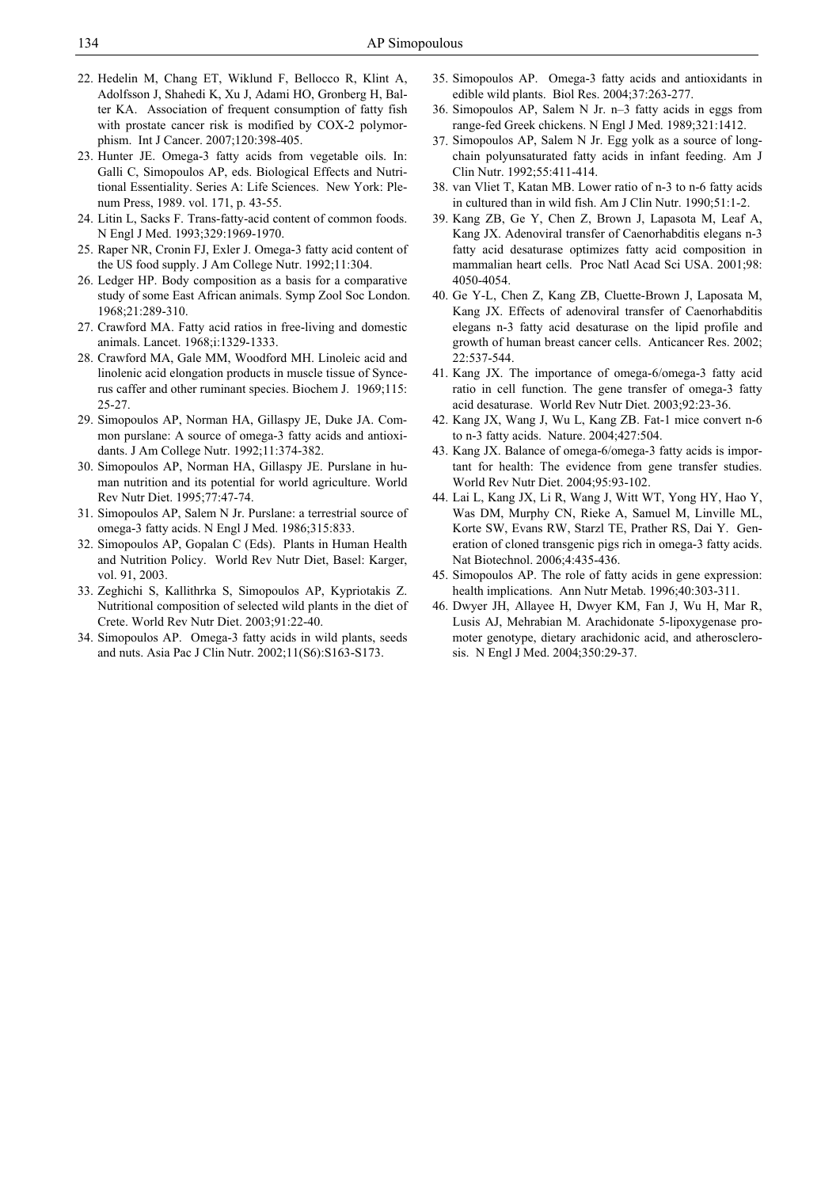22. Hedelin M, Chang ET, Wiklund F, Bellocco R, Klint A, Adolfsson J, Shahedi K, Xu J, Adami HO, Gronberg H, Balter KA. Association of frequent consumption of fatty fish with prostate cancer risk is modified by COX-2 polymorphism. Int J Cancer. 2007;120:398-405.
23. Hunter JE. Omega-3 fatty acids from vegetable oils. In: Galli C, Simopoulos AP, eds. Biological Effects and Nutritional Essentiality. Series A: Life Sciences. New York: Plenum Press, 1989. vol. 171, p. 43-55.
24. Litin L, Sacks F. Trans-fatty-acid content of common foods. N Engl J Med. 1993;329:1969-1970.
25. Raper NR, Cronin FJ, Exler J. Omega-3 fatty acid content of the US food supply. J Am College Nutr. 1992;11:304.
26. Ledger HP. Body composition as a basis for a comparative study of some East African animals. Symp Zool Soc London. 1968;21:289-310.
27. Crawford MA. Fatty acid ratios in free-living and domestic animals. Lancet. 1968;i:1329-1333.
28. Crawford MA, Gale MM, Woodford MH. Linoleic acid and linolenic acid elongation products in muscle tissue of Syncerus caffer and other ruminant species. Biochem J. 1969;115: 25-27.
29. Simopoulos AP, Norman HA, Gillaspy JE, Duke JA. Common purslane: A source of omega-3 fatty acids and antioxidants. J Am College Nutr. 1992;11:374-382.
30. Simopoulos AP, Norman HA, Gillaspy JE. Purslane in human nutrition and its potential for world agriculture. World Rev Nutr Diet. 1995;77:47-74.
31. Simopoulos AP, Salem N Jr. Purslane: a terrestrial source of omega-3 fatty acids. N Engl J Med. 1986;315:833.
32. Simopoulos AP, Gopalan C (Eds). Plants in Human Health and Nutrition Policy. World Rev Nutr Diet, Basel: Karger, vol. 91, 2003.
33. Zeghichi S, Kallithrka S, Simopoulos AP, Kypriotakis Z. Nutritional composition of selected wild plants in the diet of Crete. World Rev Nutr Diet. 2003;91:22-40.
34. Simopoulos AP. Omega-3 fatty acids in wild plants, seeds and nuts. Asia Pac J Clin Nutr. 2002;11(S6):S163-S173.
35. Simopoulos AP. Omega-3 fatty acids and antioxidants in edible wild plants. Biol Res. 2004;37:263-277.
36. Simopoulos AP, Salem N Jr. n–3 fatty acids in eggs from range-fed Greek chickens. N Engl J Med. 1989;321:1412.
37. Simopoulos AP, Salem N Jr. Egg yolk as a source of long-chain polyunsaturated fatty acids in infant feeding. Am J Clin Nutr. 1992;55:411-414.
38. van Vliet T, Katan MB. Lower ratio of n-3 to n-6 fatty acids in cultured than in wild fish. Am J Clin Nutr. 1990;51:1-2.
39. Kang ZB, Ge Y, Chen Z, Brown J, Lapasota M, Leaf A, Kang JX. Adenoviral transfer of Caenorhabditis elegans n-3 fatty acid desaturase optimizes fatty acid composition in mammalian heart cells. Proc Natl Acad Sci USA. 2001;98: 4050-4054.
40. Ge Y-L, Chen Z, Kang ZB, Cluette-Brown J, Laposata M, Kang JX. Effects of adenoviral transfer of Caenorhabditis elegans n-3 fatty acid desaturase on the lipid profile and growth of human breast cancer cells. Anticancer Res. 2002; 22:537-544.
41. Kang JX. The importance of omega-6/omega-3 fatty acid ratio in cell function. The gene transfer of omega-3 fatty acid desaturase. World Rev Nutr Diet. 2003;92:23-36.
42. Kang JX, Wang J, Wu L, Kang ZB. Fat-1 mice convert n-6 to n-3 fatty acids. Nature. 2004;427:504.
43. Kang JX. Balance of omega-6/omega-3 fatty acids is important for health: The evidence from gene transfer studies. World Rev Nutr Diet. 2004;95:93-102.
44. Lai L, Kang JX, Li R, Wang J, Witt WT, Yong HY, Hao Y, Was DM, Murphy CN, Rieke A, Samuel M, Linville ML, Korte SW, Evans RW, Starzl TE, Prather RS, Dai Y. Generation of cloned transgenic pigs rich in omega-3 fatty acids. Nat Biotechnol. 2006;4:435-436.
45. Simopoulos AP. The role of fatty acids in gene expression: health implications. Ann Nutr Metab. 1996;40:303-311.
46. Dwyer JH, Allayee H, Dwyer KM, Fan J, Wu H, Mar R, Lusis AJ, Mehrabian M. Arachidonate 5-lipoxygenase promoter genotype, dietary arachidonic acid, and atherosclerosis. N Engl J Med. 2004;350:29-37.